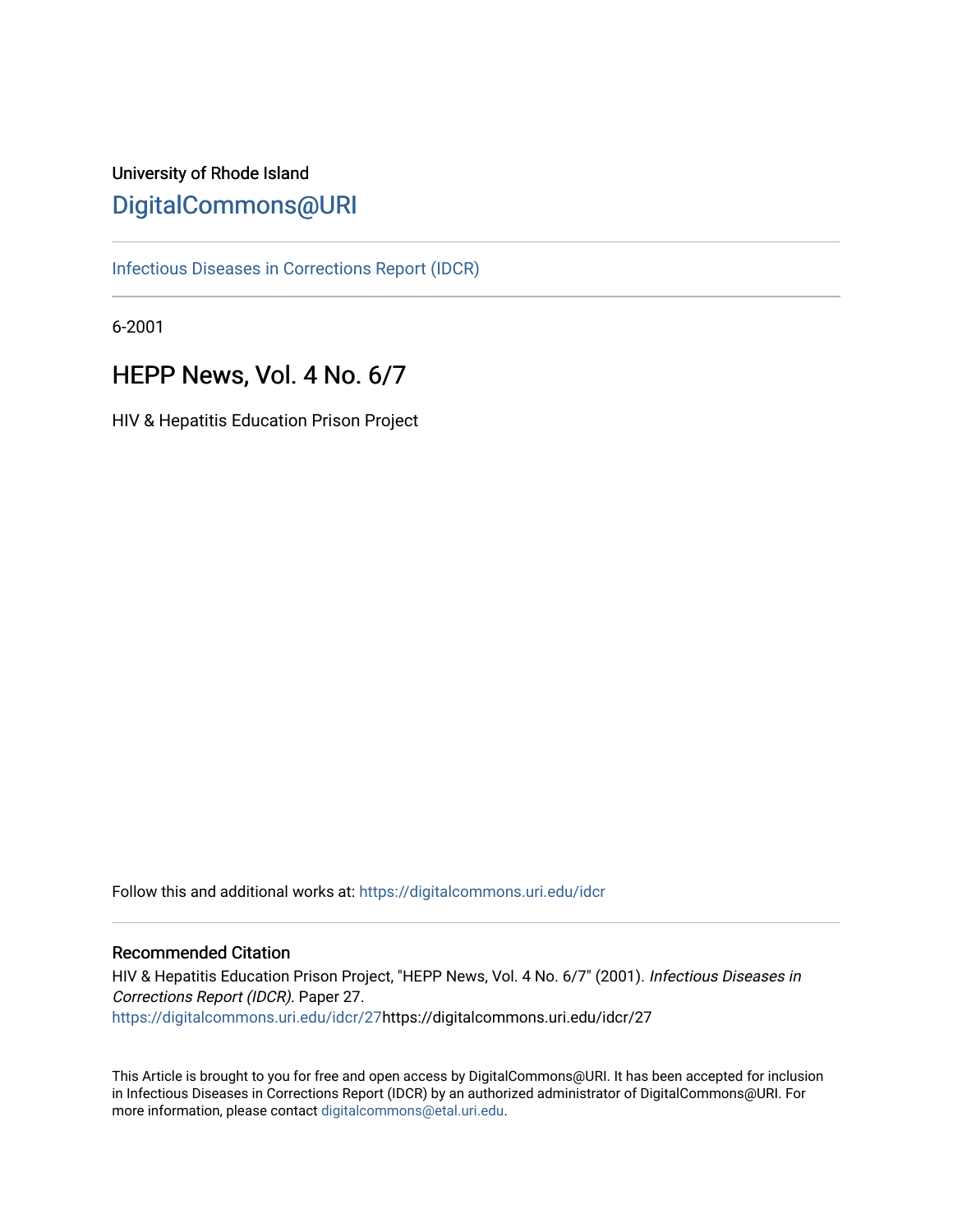University of Rhode Island

# DigitalCommons@URI

Infectious Diseases in Corrections Report (IDCR)

6-2001

## HEPP News, Vol. 4 No. 6/7

HIV & Hepatitis Education Prison Project

Follow this and additional works at: https://digitalcommons.uri.edu/idcr

### Recommended Citation

HIV & Hepatitis Education Prison Project, "HEPP News, Vol. 4 No. 6/7" (2001). *Infectious Diseases in Corrections Report (IDCR)*. Paper 27.
https://digitalcommons.uri.edu/idcr/27https://digitalcommons.uri.edu/idcr/27

This Article is brought to you for free and open access by DigitalCommons@URI. It has been accepted for inclusion in Infectious Diseases in Corrections Report (IDCR) by an authorized administrator of DigitalCommons@URI. For more information, please contact digitalcommons@etal.uri.edu.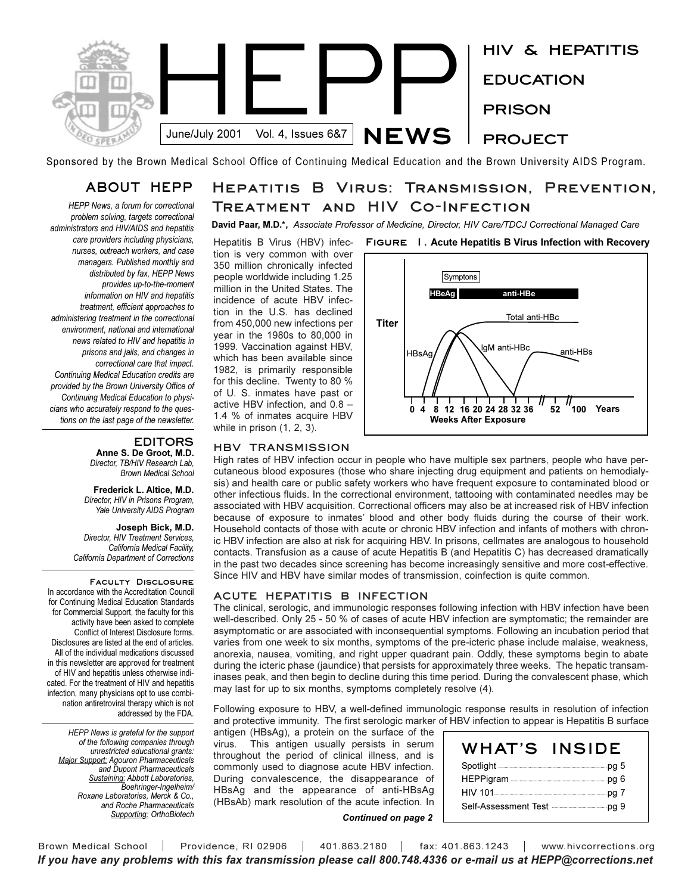# HEPP NEWS

June/July 2001 Vol. 4, Issues 6&7

HIV & HEPATITIS EDUCATION PRISON PROJECT

Sponsored by the Brown Medical School Office of Continuing Medical Education and the Brown University AIDS Program.

## ABOUT HEPP

*HEPP News, a forum for correctional problem solving, targets correctional administrators and HIV/AIDS and hepatitis care providers including physicians, nurses, outreach workers, and case managers. Published monthly and distributed by fax, HEPP News provides up-to-the-moment information on HIV and hepatitis treatment, efficient approaches to administering treatment in the correctional environment, national and international news related to HIV and hepatitis in prisons and jails, and changes in correctional care that impact. Continuing Medical Education credits are provided by the Brown University Office of Continuing Medical Education to physicians who accurately respond to the questions on the last page of the newsletter.*

## EDITORS

**Anne S. De Groot, M.D.**
*Director, TB/HIV Research Lab, Brown Medical School*

**Frederick L. Altice, M.D.**
*Director, HIV in Prisons Program, Yale University AIDS Program*

**Joseph Bick, M.D.**
*Director, HIV Treatment Services, California Medical Facility, California Department of Corrections*

### Faculty Disclosure

In accordance with the Accreditation Council for Continuing Medical Education Standards for Commercial Support, the faculty for this activity have been asked to complete Conflict of Interest Disclosure forms. Disclosures are listed at the end of articles. All of the individual medications discussed in this newsletter are approved for treatment of HIV and hepatitis unless otherwise indicated. For the treatment of HIV and hepatitis infection, many physicians opt to use combination antiretroviral therapy which is not addressed by the FDA.

*HEPP News is grateful for the support of the following companies through unrestricted educational grants: Major Support: Agouron Pharmaceuticals and Dupont Pharmaceuticals Sustaining: Abbott Laboratories, Boehringer-Ingelheim/ Roxane Laboratories, Merck & Co., and Roche Pharmaceuticals Supporting: OrthoBiotech*

# Hepatitis B Virus: Transmission, Prevention, Treatment and HIV Co-Infection

**David Paar, M.D.\***, *Associate Professor of Medicine, Director, HIV Care/TDCJ Correctional Managed Care*

Hepatitis B Virus (HBV) infection is very common with over 350 million chronically infected people worldwide including 1.25 million in the United States. The incidence of acute HBV infection in the U.S. has declined from 450,000 new infections per year in the 1980s to 80,000 in 1999. Vaccination against HBV, which has been available since 1982, is primarily responsible for this decline. Twenty to 80 % of U. S. inmates have past or active HBV infection, and 0.8 – 1.4 % of inmates acquire HBV while in prison (1, 2, 3).

**Figure 1. Acute Hepatitis B Virus Infection with Recovery**

Symptons; HBeAg; anti-HBe; Total anti-HBc; Titer; HBsAg; IgM anti-HBc; anti-HBs; 0 4 8 12 16 20 24 28 32 36 52 100 Years; Weeks After Exposure

## HBV TRANSMISSION

High rates of HBV infection occur in people who have multiple sex partners, people who have percutaneous blood exposures (those who share injecting drug equipment and patients on hemodialysis) and health care or public safety workers who have frequent exposure to contaminated blood or other infectious fluids. In the correctional environment, tattooing with contaminated needles may be associated with HBV acquisition. Correctional officers may also be at increased risk of HBV infection because of exposure to inmates' blood and other body fluids during the course of their work. Household contacts of those with acute or chronic HBV infection and infants of mothers with chronic HBV infection are also at risk for acquiring HBV. In prisons, cellmates are analogous to household contacts. Transfusion as a cause of acute Hepatitis B (and Hepatitis C) has decreased dramatically in the past two decades since screening has become increasingly sensitive and more cost-effective. Since HIV and HBV have similar modes of transmission, coinfection is quite common.

## ACUTE HEPATITIS B INFECTION

The clinical, serologic, and immunologic responses following infection with HBV infection have been well-described. Only 25 - 50 % of cases of acute HBV infection are symptomatic; the remainder are asymptomatic or are associated with inconsequential symptoms. Following an incubation period that varies from one week to six months, symptoms of the pre-icteric phase include malaise, weakness, anorexia, nausea, vomiting, and right upper quadrant pain. Oddly, these symptoms begin to abate during the icteric phase (jaundice) that persists for approximately three weeks. The hepatic transaminases peak, and then begin to decline during this time period. During the convalescent phase, which may last for up to six months, symptoms completely resolve (4).

Following exposure to HBV, a well-defined immunologic response results in resolution of infection and protective immunity. The first serologic marker of HBV infection to appear is Hepatitis B surface antigen (HBsAg), a protein on the surface of the virus. This antigen usually persists in serum throughout the period of clinical illness, and is commonly used to diagnose acute HBV infection. During convalescence, the disappearance of HBsAg and the appearance of anti-HBsAg (HBsAb) mark resolution of the acute infection. In

***Continued on page 2***

## WHAT'S INSIDE

| | |
|---|---|
| Spotlight | pg 5 |
| HEPPigram | pg 6 |
| HIV 101 | pg 7 |
| Self-Assessment Test | pg 9 |

Brown Medical School | Providence, RI 02906 | 401.863.2180 | fax: 401.863.1243 | www.hivcorrections.org

***If you have any problems with this fax transmission please call 800.748.4336 or e-mail us at HEPP@corrections.net***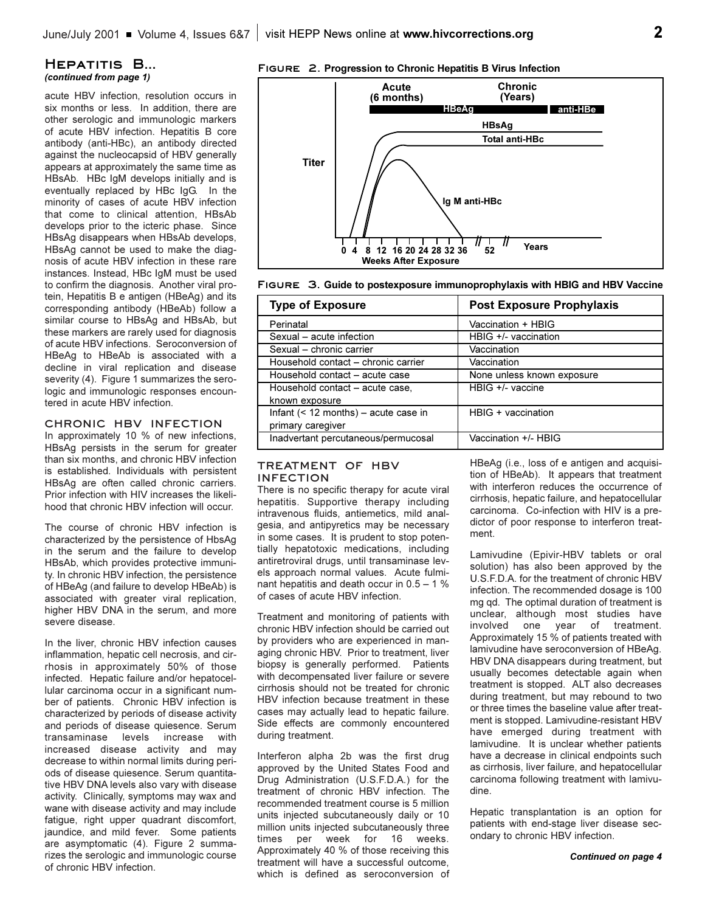## Hepatitis B...

*(continued from page 1)*

acute HBV infection, resolution occurs in six months or less. In addition, there are other serologic and immunologic markers of acute HBV infection. Hepatitis B core antibody (anti-HBc), an antibody directed against the nucleocapsid of HBV generally appears at approximately the same time as HBsAb. HBc IgM develops initially and is eventually replaced by HBc IgG. In the minority of cases of acute HBV infection that come to clinical attention, HBsAb develops prior to the icteric phase. Since HBsAg disappears when HBsAb develops, HBsAg cannot be used to make the diagnosis of acute HBV infection in these rare instances. Instead, HBc IgM must be used to confirm the diagnosis. Another viral protein, Hepatitis B e antigen (HBeAg) and its corresponding antibody (HBeAb) follow a similar course to HBsAg and HBsAb, but these markers are rarely used for diagnosis of acute HBV infections. Seroconversion of HBeAg to HBeAb is associated with a decline in viral replication and disease severity (4). Figure 1 summarizes the serologic and immunologic responses encountered in acute HBV infection.

### CHRONIC HBV INFECTION

In approximately 10 % of new infections, HBsAg persists in the serum for greater than six months, and chronic HBV infection is established. Individuals with persistent HBsAg are often called chronic carriers. Prior infection with HIV increases the likelihood that chronic HBV infection will occur.

The course of chronic HBV infection is characterized by the persistence of HbsAg in the serum and the failure to develop HBsAb, which provides protective immunity. In chronic HBV infection, the persistence of HBeAg (and failure to develop HBeAb) is associated with greater viral replication, higher HBV DNA in the serum, and more severe disease.

In the liver, chronic HBV infection causes inflammation, hepatic cell necrosis, and cirrhosis in approximately 50% of those infected. Hepatic failure and/or hepatocellular carcinoma occur in a significant number of patients. Chronic HBV infection is characterized by periods of disease activity and periods of disease quiesence. Serum transaminase levels increase with increased disease activity and may decrease to within normal limits during periods of disease quiesence. Serum quantitative HBV DNA levels also vary with disease activity. Clinically, symptoms may wax and wane with disease activity and may include fatigue, right upper quadrant discomfort, jaundice, and mild fever. Some patients are asymptomatic (4). Figure 2 summarizes the serologic and immunologic course of chronic HBV infection.

**Figure 2. Progression to Chronic Hepatitis B Virus Infection**

Acute (6 months) — Chronic (Years)
HBeAg — anti-HBe
HBsAg
Total anti-HBc
Ig M anti-HBc
Titer
0 4 8 12 16 20 24 28 32 36 // 52 // Years
Weeks After Exposure

**Figure 3. Guide to postexposure immunoprophylaxis with HBIG and HBV Vaccine**

| Type of Exposure | Post Exposure Prophylaxis |
|---|---|
| Perinatal | Vaccination + HBIG |
| Sexual – acute infection | HBIG +/- vaccination |
| Sexual – chronic carrier | Vaccination |
| Household contact – chronic carrier | Vaccination |
| Household contact – acute case | None unless known exposure |
| Household contact – acute case, known exposure | HBIG +/- vaccine |
| Infant (< 12 months) – acute case in primary caregiver | HBIG + vaccination |
| Inadvertant percutaneous/permucosal | Vaccination +/- HBIG |

### TREATMENT OF HBV INFECTION

There is no specific therapy for acute viral hepatitis. Supportive therapy including intravenous fluids, antiemetics, mild analgesia, and antipyretics may be necessary in some cases. It is prudent to stop potentially hepatotoxic medications, including antiretroviral drugs, until transaminase levels approach normal values. Acute fulminant hepatitis and death occur in 0.5 – 1 % of cases of acute HBV infection.

Treatment and monitoring of patients with chronic HBV infection should be carried out by providers who are experienced in managing chronic HBV. Prior to treatment, liver biopsy is generally performed. Patients with decompensated liver failure or severe cirrhosis should not be treated for chronic HBV infection because treatment in these cases may actually lead to hepatic failure. Side effects are commonly encountered during treatment.

Interferon alpha 2b was the first drug approved by the United States Food and Drug Administration (U.S.F.D.A.) for the treatment of chronic HBV infection. The recommended treatment course is 5 million units injected subcutaneously daily or 10 million units injected subcutaneously three times per week for 16 weeks. Approximately 40 % of those receiving this treatment will have a successful outcome, which is defined as seroconversion of HBeAg (i.e., loss of e antigen and acquisition of HBeAb). It appears that treatment with interferon reduces the occurrence of cirrhosis, hepatic failure, and hepatocellular carcinoma. Co-infection with HIV is a predictor of poor response to interferon treatment.

Lamivudine (Epivir-HBV tablets or oral solution) has also been approved by the U.S.F.D.A. for the treatment of chronic HBV infection. The recommended dosage is 100 mg qd. The optimal duration of treatment is unclear, although most studies have involved one year of treatment. Approximately 15 % of patients treated with lamivudine have seroconversion of HBeAg. HBV DNA disappears during treatment, but usually becomes detectable again when treatment is stopped. ALT also decreases during treatment, but may rebound to two or three times the baseline value after treatment is stopped. Lamivudine-resistant HBV have emerged during treatment with lamivudine. It is unclear whether patients have a decrease in clinical endpoints such as cirrhosis, liver failure, and hepatocellular carcinoma following treatment with lamivudine.

Hepatic transplantation is an option for patients with end-stage liver disease secondary to chronic HBV infection.

*Continued on page 4*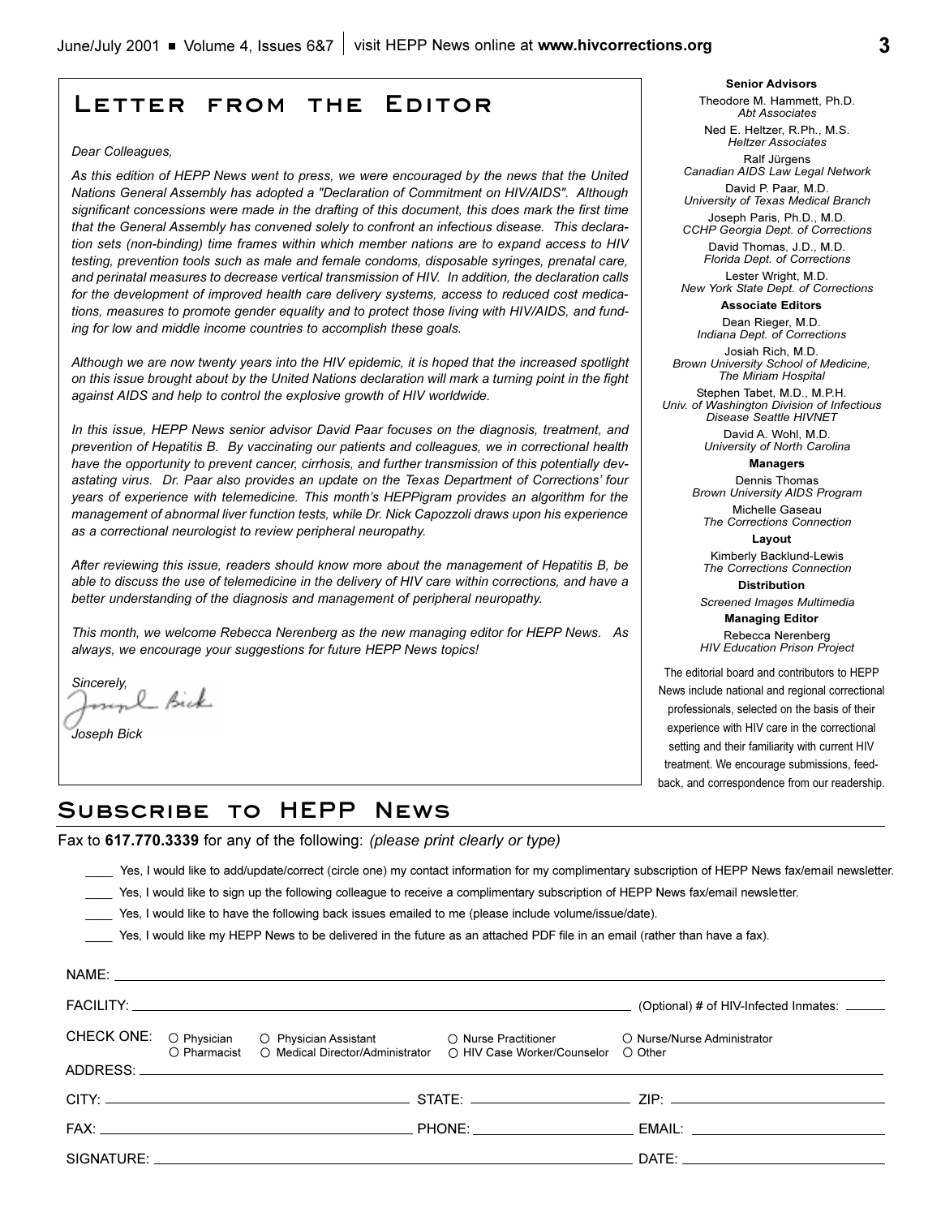# Letter from the Editor

*Dear Colleagues,*

*As this edition of HEPP News went to press, we were encouraged by the news that the United Nations General Assembly has adopted a "Declaration of Commitment on HIV/AIDS". Although significant concessions were made in the drafting of this document, this does mark the first time that the General Assembly has convened solely to confront an infectious disease. This declaration sets (non-binding) time frames within which member nations are to expand access to HIV testing, prevention tools such as male and female condoms, disposable syringes, prenatal care, and perinatal measures to decrease vertical transmission of HIV. In addition, the declaration calls for the development of improved health care delivery systems, access to reduced cost medications, measures to promote gender equality and to protect those living with HIV/AIDS, and funding for low and middle income countries to accomplish these goals.*

*Although we are now twenty years into the HIV epidemic, it is hoped that the increased spotlight on this issue brought about by the United Nations declaration will mark a turning point in the fight against AIDS and help to control the explosive growth of HIV worldwide.*

*In this issue, HEPP News senior advisor David Paar focuses on the diagnosis, treatment, and prevention of Hepatitis B. By vaccinating our patients and colleagues, we in correctional health have the opportunity to prevent cancer, cirrhosis, and further transmission of this potentially devastating virus. Dr. Paar also provides an update on the Texas Department of Corrections' four years of experience with telemedicine. This month's HEPPigram provides an algorithm for the management of abnormal liver function tests, while Dr. Nick Capozzoli draws upon his experience as a correctional neurologist to review peripheral neuropathy.*

*After reviewing this issue, readers should know more about the management of Hepatitis B, be able to discuss the use of telemedicine in the delivery of HIV care within corrections, and have a better understanding of the diagnosis and management of peripheral neuropathy.*

*This month, we welcome Rebecca Nerenberg as the new managing editor for HEPP News. As always, we encourage your suggestions for future HEPP News topics!*

*Sincerely,*

*Joseph Bick*

**Senior Advisors**

Theodore M. Hammett, Ph.D.
*Abt Associates*

Ned E. Heltzer, R.Ph., M.S.
*Heltzer Associates*

Ralf Jürgens
*Canadian AIDS Law Legal Network*

David P. Paar, M.D.
*University of Texas Medical Branch*

Joseph Paris, Ph.D., M.D.
*CCHP Georgia Dept. of Corrections*

David Thomas, J.D., M.D.
*Florida Dept. of Corrections*

Lester Wright, M.D.
*New York State Dept. of Corrections*

**Associate Editors**

Dean Rieger, M.D.
*Indiana Dept. of Corrections*

Josiah Rich, M.D.
*Brown University School of Medicine, The Miriam Hospital*

Stephen Tabet, M.D., M.P.H.
*Univ. of Washington Division of Infectious Disease Seattle HIVNET*

David A. Wohl, M.D.
*University of North Carolina*

**Managers**

Dennis Thomas
*Brown University AIDS Program*

Michelle Gaseau
*The Corrections Connection*

**Layout**

Kimberly Backlund-Lewis
*The Corrections Connection*

**Distribution**

*Screened Images Multimedia*

**Managing Editor**

Rebecca Nerenberg
*HIV Education Prison Project*

The editorial board and contributors to HEPP News include national and regional correctional professionals, selected on the basis of their experience with HIV care in the correctional setting and their familiarity with current HIV treatment. We encourage submissions, feedback, and correspondence from our readership.

# Subscribe to HEPP News

Fax to **617.770.3339** for any of the following: *(please print clearly or type)*

____ Yes, I would like to add/update/correct (circle one) my contact information for my complimentary subscription of HEPP News fax/email newsletter.

____ Yes, I would like to sign up the following colleague to receive a complimentary subscription of HEPP News fax/email newsletter.

____ Yes, I would like to have the following back issues emailed to me (please include volume/issue/date).

____ Yes, I would like my HEPP News to be delivered in the future as an attached PDF file in an email (rather than have a fax).

NAME: ____________________

FACILITY: ____________________ (Optional) # of HIV-Infected Inmates: ______

CHECK ONE: ○ Physician ○ Physician Assistant ○ Nurse Practitioner ○ Nurse/Nurse Administrator ○ Pharmacist ○ Medical Director/Administrator ○ HIV Case Worker/Counselor ○ Other

ADDRESS: ____________________

CITY: ____________________ STATE: ____________________ ZIP: ____________________

FAX: ____________________ PHONE: ____________________ EMAIL: ____________________

SIGNATURE: ____________________ DATE: ____________________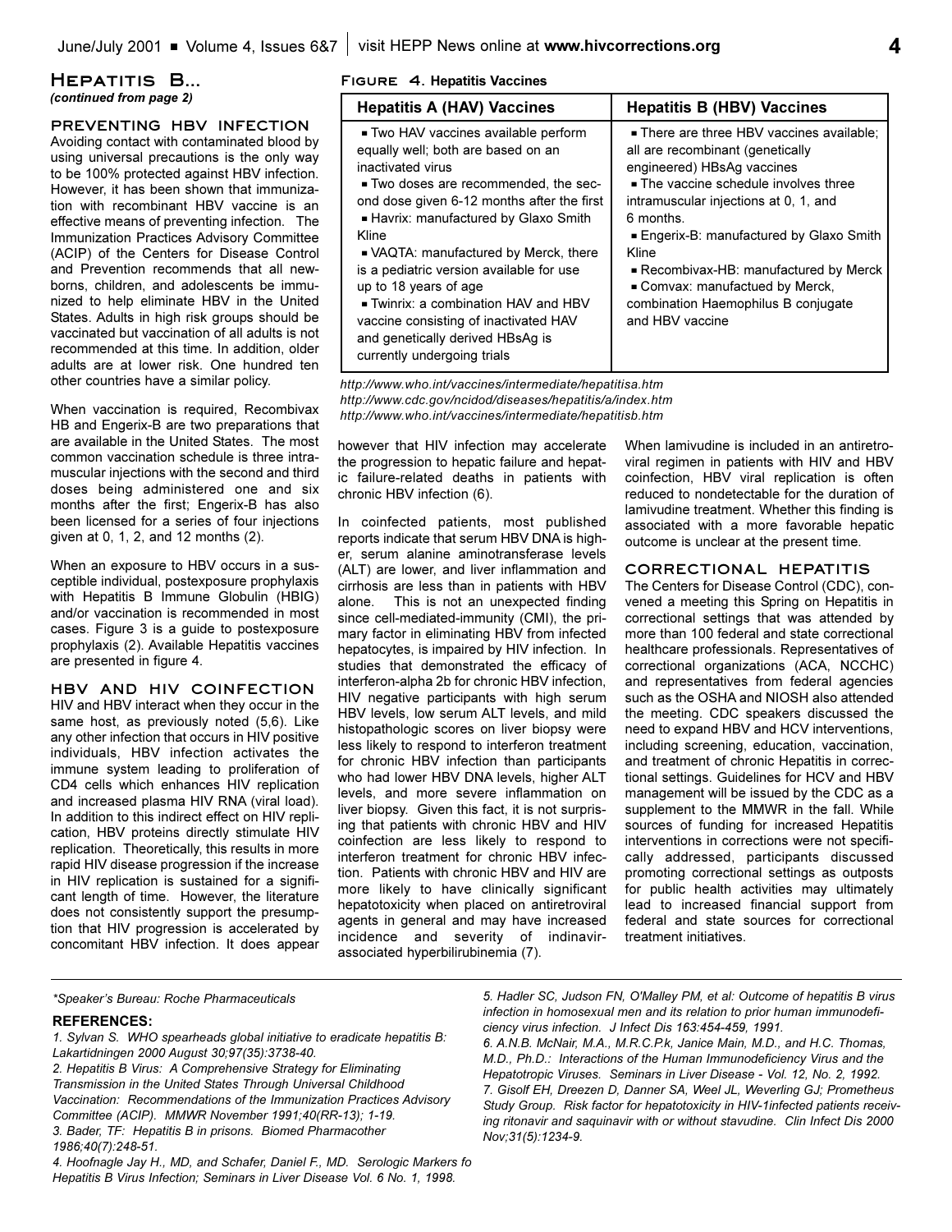## Hepatitis B...

*(continued from page 2)*

### PREVENTING HBV INFECTION

Avoiding contact with contaminated blood by using universal precautions is the only way to be 100% protected against HBV infection. However, it has been shown that immunization with recombinant HBV vaccine is an effective means of preventing infection. The Immunization Practices Advisory Committee (ACIP) of the Centers for Disease Control and Prevention recommends that all newborns, children, and adolescents be immunized to help eliminate HBV in the United States. Adults in high risk groups should be vaccinated but vaccination of all adults is not recommended at this time. In addition, older adults are at lower risk. One hundred ten other countries have a similar policy.

When vaccination is required, Recombivax HB and Engerix-B are two preparations that are available in the United States. The most common vaccination schedule is three intramuscular injections with the second and third doses being administered one and six months after the first; Engerix-B has also been licensed for a series of four injections given at 0, 1, 2, and 12 months (2).

When an exposure to HBV occurs in a susceptible individual, postexposure prophylaxis with Hepatitis B Immune Globulin (HBIG) and/or vaccination is recommended in most cases. Figure 3 is a guide to postexposure prophylaxis (2). Available Hepatitis vaccines are presented in figure 4.

**Figure 4. Hepatitis Vaccines**

| Hepatitis A (HAV) Vaccines | Hepatitis B (HBV) Vaccines |
|---|---|
| ▪ Two HAV vaccines available perform equally well; both are based on an inactivated virus<br>▪ Two doses are recommended, the second dose given 6-12 months after the first<br>▪ Havrix: manufactured by Glaxo Smith Kline<br>▪ VAQTA: manufactured by Merck, there is a pediatric version available for use up to 18 years of age<br>▪ Twinrix: a combination HAV and HBV vaccine consisting of inactivated HAV and genetically derived HBsAg is currently undergoing trials | ▪ There are three HBV vaccines available; all are recombinant (genetically engineered) HBsAg vaccines<br>▪ The vaccine schedule involves three intramuscular injections at 0, 1, and 6 months.<br>▪ Engerix-B: manufactured by Glaxo Smith Kline<br>▪ Recombivax-HB: manufactured by Merck<br>▪ Comvax: manufactued by Merck, combination Haemophilus B conjugate and HBV vaccine |

*http://www.who.int/vaccines/intermediate/hepatitisa.htm*
*http://www.cdc.gov/ncidod/diseases/hepatitis/a/index.htm*
*http://www.who.int/vaccines/intermediate/hepatitisb.htm*

### HBV AND HIV COINFECTION

HIV and HBV interact when they occur in the same host, as previously noted (5,6). Like any other infection that occurs in HIV positive individuals, HBV infection activates the immune system leading to proliferation of CD4 cells which enhances HIV replication and increased plasma HIV RNA (viral load). In addition to this indirect effect on HIV replication, HBV proteins directly stimulate HIV replication. Theoretically, this results in more rapid HIV disease progression if the increase in HIV replication is sustained for a significant length of time. However, the literature does not consistently support the presumption that HIV progression is accelerated by concomitant HBV infection. It does appear however that HIV infection may accelerate the progression to hepatic failure and hepatic failure-related deaths in patients with chronic HBV infection (6).

In coinfected patients, most published reports indicate that serum HBV DNA is higher, serum alanine aminotransferase levels (ALT) are lower, and liver inflammation and cirrhosis are less than in patients with HBV alone. This is not an unexpected finding since cell-mediated-immunity (CMI), the primary factor in eliminating HBV from infected hepatocytes, is impaired by HIV infection. In studies that demonstrated the efficacy of interferon-alpha 2b for chronic HBV infection, HIV negative participants with high serum HBV levels, low serum ALT levels, and mild histopathologic scores on liver biopsy were less likely to respond to interferon treatment for chronic HBV infection than participants who had lower HBV DNA levels, higher ALT levels, and more severe inflammation on liver biopsy. Given this fact, it is not surprising that patients with chronic HBV and HIV coinfection are less likely to respond to interferon treatment for chronic HBV infection. Patients with chronic HBV and HIV are more likely to have clinically significant hepatotoxicity when placed on antiretroviral agents in general and may have increased incidence and severity of indinavir-associated hyperbilirubinemia (7).

When lamivudine is included in an antiretroviral regimen in patients with HIV and HBV coinfection, HBV viral replication is often reduced to nondetectable for the duration of lamivudine treatment. Whether this finding is associated with a more favorable hepatic outcome is unclear at the present time.

### CORRECTIONAL HEPATITIS

The Centers for Disease Control (CDC), convened a meeting this Spring on Hepatitis in correctional settings that was attended by more than 100 federal and state correctional healthcare professionals. Representatives of correctional organizations (ACA, NCCHC) and representatives from federal agencies such as the OSHA and NIOSH also attended the meeting. CDC speakers discussed the need to expand HBV and HCV interventions, including screening, education, vaccination, and treatment of chronic Hepatitis in correctional settings. Guidelines for HCV and HBV management will be issued by the CDC as a supplement to the MMWR in the fall. While sources of funding for increased Hepatitis interventions in corrections were not specifically addressed, participants discussed promoting correctional settings as outposts for public health activities may ultimately lead to increased financial support from federal and state sources for correctional treatment initiatives.

---

*\*Speaker's Bureau: Roche Pharmaceuticals*

**REFERENCES:**

*1. Sylvan S. WHO spearheads global initiative to eradicate hepatitis B: Lakartidningen 2000 August 30;97(35):3738-40.*

*2. Hepatitis B Virus: A Comprehensive Strategy for Eliminating Transmission in the United States Through Universal Childhood Vaccination: Recommendations of the Immunization Practices Advisory Committee (ACIP). MMWR November 1991;40(RR-13); 1-19.*

*3. Bader, TF: Hepatitis B in prisons. Biomed Pharmacother 1986;40(7):248-51.*

*4. Hoofnagle Jay H., MD, and Schafer, Daniel F., MD. Serologic Markers fo Hepatitis B Virus Infection; Seminars in Liver Disease Vol. 6 No. 1, 1998.*

*5. Hadler SC, Judson FN, O'Malley PM, et al: Outcome of hepatitis B virus infection in homosexual men and its relation to prior human immunodeficiency virus infection. J Infect Dis 163:454-459, 1991.*

*6. A.N.B. McNair, M.A., M.R.C.P.k, Janice Main, M.D., and H.C. Thomas, M.D., Ph.D.: Interactions of the Human Immunodeficiency Virus and the Hepatotropic Viruses. Seminars in Liver Disease - Vol. 12, No. 2, 1992.*

*7. Gisolf EH, Dreezen D, Danner SA, Weel JL, Weverling GJ; Prometheus Study Group. Risk factor for hepatotoxicity in HIV-1infected patients receiving ritonavir and saquinavir with or without stavudine. Clin Infect Dis 2000 Nov;31(5):1234-9.*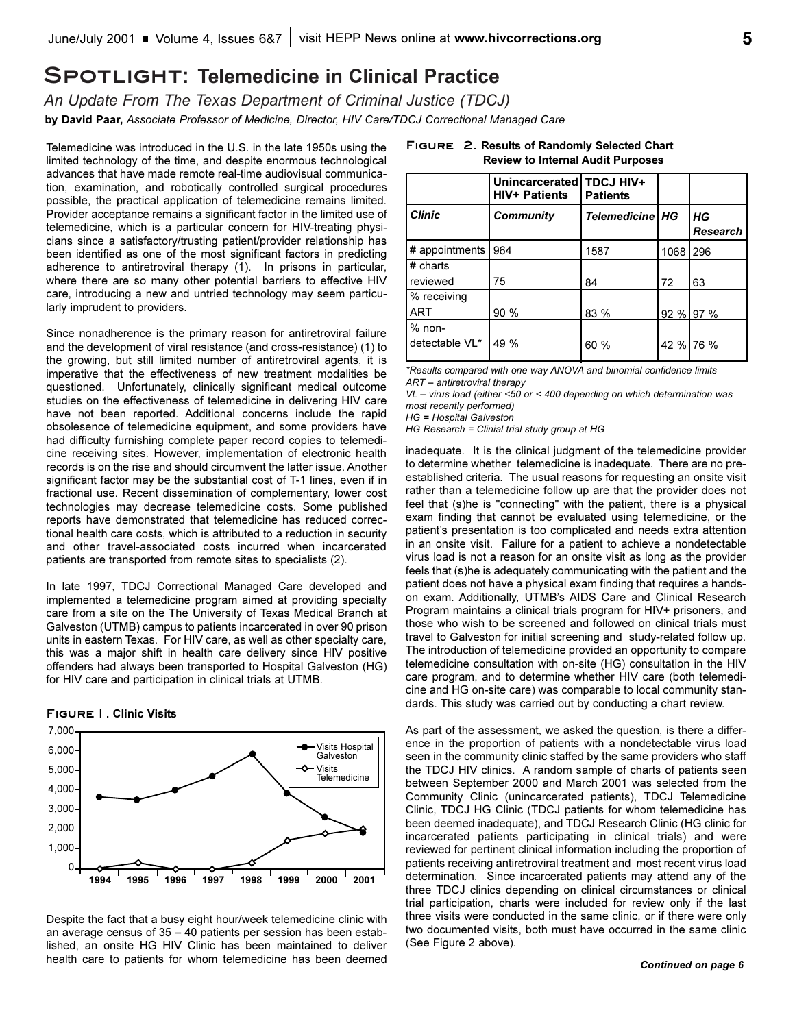# Spotlight: Telemedicine in Clinical Practice

*An Update From The Texas Department of Criminal Justice (TDCJ)*

**by David Paar,** *Associate Professor of Medicine, Director, HIV Care/TDCJ Correctional Managed Care*

Telemedicine was introduced in the U.S. in the late 1950s using the limited technology of the time, and despite enormous technological advances that have made remote real-time audiovisual communication, examination, and robotically controlled surgical procedures possible, the practical application of telemedicine remains limited. Provider acceptance remains a significant factor in the limited use of telemedicine, which is a particular concern for HIV-treating physicians since a satisfactory/trusting patient/provider relationship has been identified as one of the most significant factors in predicting adherence to antiretroviral therapy (1). In prisons in particular, where there are so many other potential barriers to effective HIV care, introducing a new and untried technology may seem particularly imprudent to providers.

Since nonadherence is the primary reason for antiretroviral failure and the development of viral resistance (and cross-resistance) (1) to the growing, but still limited number of antiretroviral agents, it is imperative that the effectiveness of new treatment modalities be questioned. Unfortunately, clinically significant medical outcome studies on the effectiveness of telemedicine in delivering HIV care have not been reported. Additional concerns include the rapid obsolesence of telemedicine equipment, and some providers have had difficulty furnishing complete paper record copies to telemedicine receiving sites. However, implementation of electronic health records is on the rise and should circumvent the latter issue. Another significant factor may be the substantial cost of T-1 lines, even if in fractional use. Recent dissemination of complementary, lower cost technologies may decrease telemedicine costs. Some published reports have demonstrated that telemedicine has reduced correctional health care costs, which is attributed to a reduction in security and other travel-associated costs incurred when incarcerated patients are transported from remote sites to specialists (2).

In late 1997, TDCJ Correctional Managed Care developed and implemented a telemedicine program aimed at providing specialty care from a site on the The University of Texas Medical Branch at Galveston (UTMB) campus to patients incarcerated in over 90 prison units in eastern Texas. For HIV care, as well as other specialty care, this was a major shift in health care delivery since HIV positive offenders had always been transported to Hospital Galveston (HG) for HIV care and participation in clinical trials at UTMB.

**Figure 1. Clinic Visits**

Despite the fact that a busy eight hour/week telemedicine clinic with an average census of 35 – 40 patients per session has been established, an onsite HG HIV Clinic has been maintained to deliver health care to patients for whom telemedicine has been deemed inadequate. It is the clinical judgment of the telemedicine provider to determine whether telemedicine is inadequate. There are no preestablished criteria. The usual reasons for requesting an onsite visit rather than a telemedicine follow up are that the provider does not feel that (s)he is "connecting" with the patient, there is a physical exam finding that cannot be evaluated using telemedicine, or the patient's presentation is too complicated and needs extra attention in an onsite visit. Failure for a patient to achieve a nondetectable virus load is not a reason for an onsite visit as long as the provider feels that (s)he is adequately communicating with the patient and the patient does not have a physical exam finding that requires a hands-on exam. Additionally, UTMB's AIDS Care and Clinical Research Program maintains a clinical trials program for HIV+ prisoners, and those who wish to be screened and followed on clinical trials must travel to Galveston for initial screening and study-related follow up. The introduction of telemedicine provided an opportunity to compare telemedicine consultation with on-site (HG) consultation in the HIV care program, and to determine whether HIV care (both telemedicine and HG on-site care) was comparable to local community standards. This study was carried out by conducting a chart review.

**Figure 2. Results of Randomly Selected Chart Review to Internal Audit Purposes**

| | Unincarcerated HIV+ Patients | TDCJ HIV+ Patients | | |
|---|---|---|---|---|
| ***Clinic*** | ***Community*** | ***Telemedicine*** | ***HG*** | ***HG Research*** |
| # appointments | 964 | 1587 | 1068 | 296 |
| # charts reviewed | 75 | 84 | 72 | 63 |
| % receiving ART | 90 % | 83 % | 92 % | 97 % |
| % non-detectable VL* | 49 % | 60 % | 42 % | 76 % |

*\*Results compared with one way ANOVA and binomial confidence limits*
*ART – antiretroviral therapy*
*VL – virus load (either <50 or < 400 depending on which determination was most recently performed)*
*HG = Hospital Galveston*
*HG Research = Clinial trial study group at HG*

As part of the assessment, we asked the question, is there a difference in the proportion of patients with a nondetectable virus load seen in the community clinic staffed by the same providers who staff the TDCJ HIV clinics. A random sample of charts of patients seen between September 2000 and March 2001 was selected from the Community Clinic (unincarcerated patients), TDCJ Telemedicine Clinic, TDCJ HG Clinic (TDCJ patients for whom telemedicine has been deemed inadequate), and TDCJ Research Clinic (HG clinic for incarcerated patients participating in clinical trials) and were reviewed for pertinent clinical information including the proportion of patients receiving antiretroviral treatment and most recent virus load determination. Since incarcerated patients may attend any of the three TDCJ clinics depending on clinical circumstances or clinical trial participation, charts were included for review only if the last three visits were conducted in the same clinic, or if there were only two documented visits, both must have occurred in the same clinic (See Figure 2 above).

***Continued on page 6***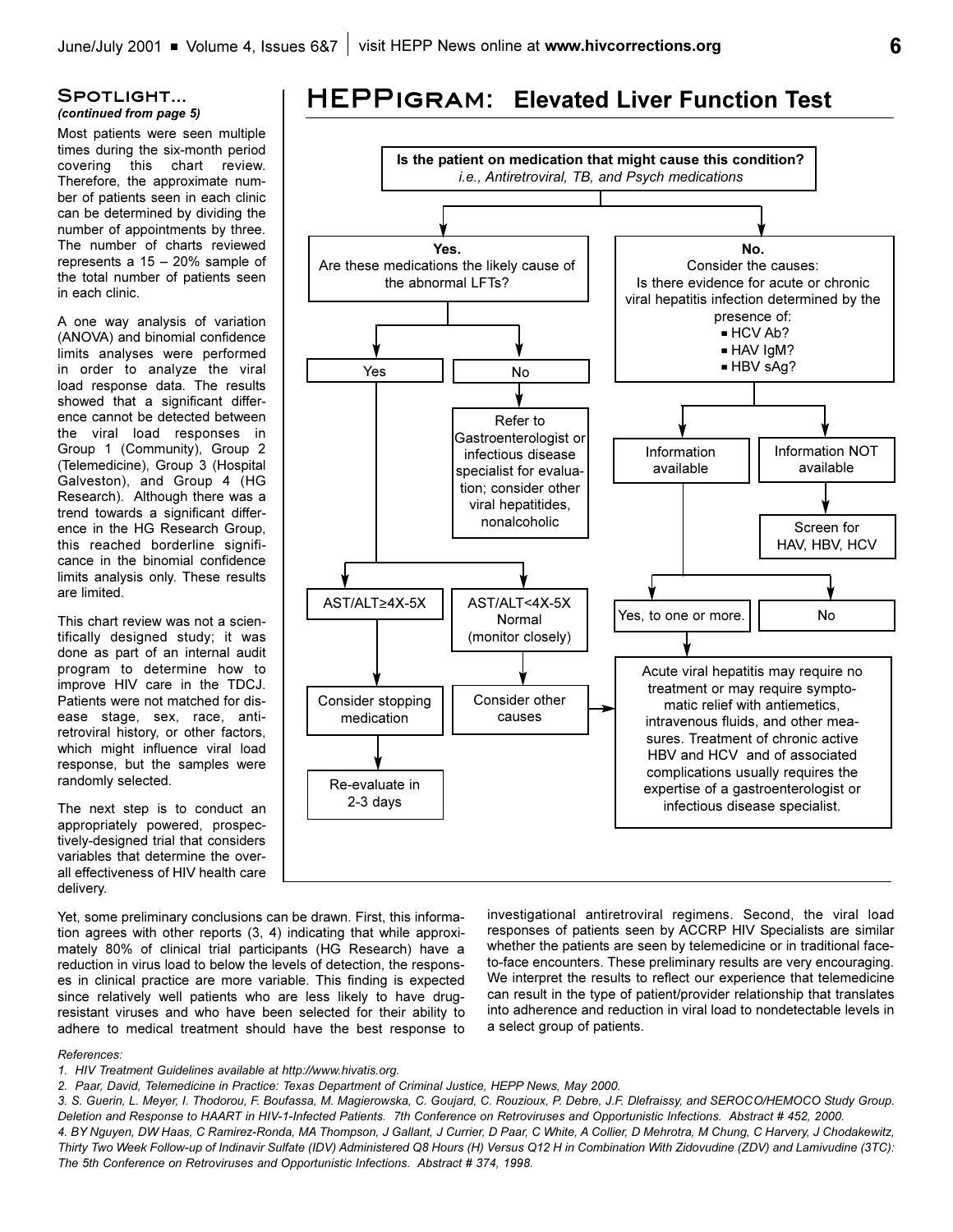## Spotlight...

*(continued from page 5)*

Most patients were seen multiple times during the six-month period covering this chart review. Therefore, the approximate number of patients seen in each clinic can be determined by dividing the number of appointments by three. The number of charts reviewed represents a 15 – 20% sample of the total number of patients seen in each clinic.

A one way analysis of variation (ANOVA) and binomial confidence limits analyses were performed in order to analyze the viral load response data. The results showed that a significant difference cannot be detected between the viral load responses in Group 1 (Community), Group 2 (Telemedicine), Group 3 (Hospital Galveston), and Group 4 (HG Research). Although there was a trend towards a significant difference in the HG Research Group, this reached borderline significance in the binomial confidence limits analysis only. These results are limited.

This chart review was not a scientifically designed study; it was done as part of an internal audit program to determine how to improve HIV care in the TDCJ. Patients were not matched for disease stage, sex, race, antiretroviral history, or other factors, which might influence viral load response, but the samples were randomly selected.

The next step is to conduct an appropriately powered, prospectively-designed trial that considers variables that determine the overall effectiveness of HIV health care delivery.

Yet, some preliminary conclusions can be drawn. First, this information agrees with other reports (3, 4) indicating that while approximately 80% of clinical trial participants (HG Research) have a reduction in virus load to below the levels of detection, the responses in clinical practice are more variable. This finding is expected since relatively well patients who are less likely to have drug-resistant viruses and who have been selected for their ability to adhere to medical treatment should have the best response to investigational antiretroviral regimens. Second, the viral load responses of patients seen by ACCRP HIV Specialists are similar whether the patients are seen by telemedicine or in traditional face-to-face encounters. These preliminary results are very encouraging. We interpret the results to reflect our experience that telemedicine can result in the type of patient/provider relationship that translates into adherence and reduction in viral load to nondetectable levels in a select group of patients.

## HEPPigram: Elevated Liver Function Test

**Is the patient on medication that might cause this condition?**
*i.e., Antiretroviral, TB, and Psych medications*

- **Yes.** Are these medications the likely cause of the abnormal LFTs?
  - Yes
    - AST/ALT≥4X-5X → Consider stopping medication → Re-evaluate in 2-3 days
    - AST/ALT<4X-5X Normal (monitor closely) → Consider other causes → (see acute viral hepatitis box below)
  - No → Refer to Gastroenterologist or infectious disease specialist for evaluation; consider other viral hepatitides, nonalcoholic
- **No.** Consider the causes: Is there evidence for acute or chronic viral hepatitis infection determined by the presence of:
  - HCV Ab?
  - HAV IgM?
  - HBV sAg?
    - Information available
    - Information NOT available → Screen for HAV, HBV, HCV
      - Yes, to one or more. → Acute viral hepatitis may require no treatment or may require symptomatic relief with antiemetics, intravenous fluids, and other measures. Treatment of chronic active HBV and HCV and of associated complications usually requires the expertise of a gastroenterologist or infectious disease specialist.
      - No

*References:*

*1. HIV Treatment Guidelines available at http://www.hivatis.org.*

*2. Paar, David, Telemedicine in Practice: Texas Department of Criminal Justice, HEPP News, May 2000.*

*3. S. Guerin, L. Meyer, I. Thodorou, F. Boufassa, M. Magierowska, C. Goujard, C. Rouzioux, P. Debre, J.F. Dlefraissy, and SEROCO/HEMOCO Study Group. Deletion and Response to HAART in HIV-1-Infected Patients. 7th Conference on Retroviruses and Opportunistic Infections. Abstract # 452, 2000.*

*4. BY Nguyen, DW Haas, C Ramirez-Ronda, MA Thompson, J Gallant, J Currier, D Paar, C White, A Collier, D Mehrotra, M Chung, C Harvery, J Chodakewitz, Thirty Two Week Follow-up of Indinavir Sulfate (IDV) Administered Q8 Hours (H) Versus Q12 H in Combination With Zidovudine (ZDV) and Lamivudine (3TC): The 5th Conference on Retroviruses and Opportunistic Infections. Abstract # 374, 1998.*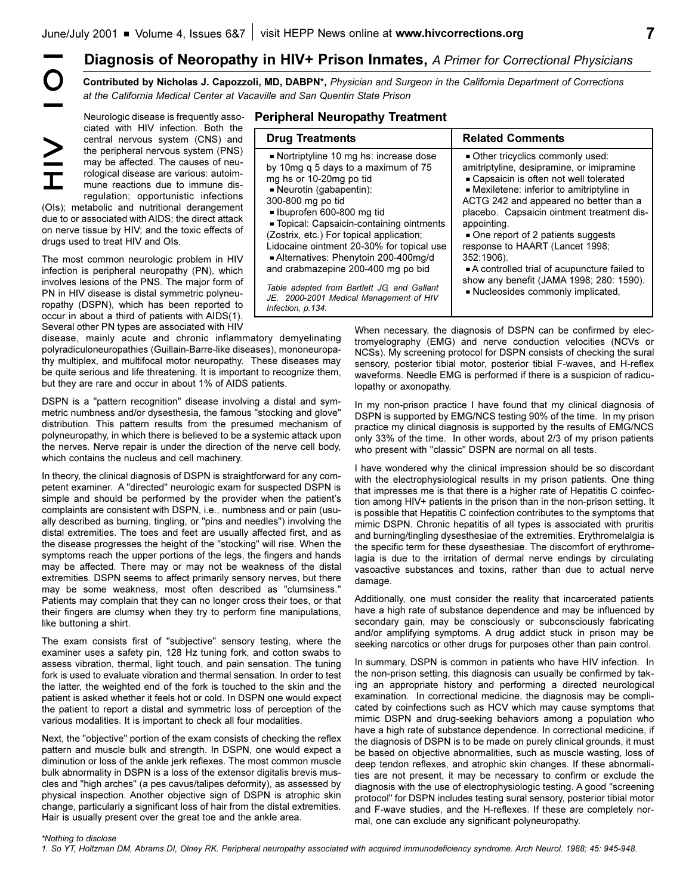# Diagnosis of Neuropathy in HIV+ Prison Inmates, *A Primer for Correctional Physicians*

**Contributed by Nicholas J. Capozzoli, MD, DABPN\*,** *Physician and Surgeon in the California Department of Corrections at the California Medical Center at Vacaville and San Quentin State Prison*

HIV 101

Neurologic disease is frequently associated with HIV infection. Both the central nervous system (CNS) and the peripheral nervous system (PNS) may be affected. The causes of neurological disease are various: autoimmune reactions due to immune disregulation; opportunistic infections (OIs); metabolic and nutritional derangement due to or associated with AIDS; the direct attack on nerve tissue by HIV; and the toxic effects of drugs used to treat HIV and OIs.

The most common neurologic problem in HIV infection is peripheral neuropathy (PN), which involves lesions of the PNS. The major form of PN in HIV disease is distal symmetric polyneuropathy (DSPN), which has been reported to occur in about a third of patients with AIDS(1). Several other PN types are associated with HIV disease, mainly acute and chronic inflammatory demyelinating polyradiculoneuropathies (Guillain-Barre-like diseases), mononeuropathy multiplex, and multifocal motor neuropathy. These diseases may be quite serious and life threatening. It is important to recognize them, but they are rare and occur in about 1% of AIDS patients.

DSPN is a "pattern recognition" disease involving a distal and symmetric numbness and/or dysesthesia, the famous "stocking and glove" distribution. This pattern results from the presumed mechanism of polyneuropathy, in which there is believed to be a systemic attack upon the nerves. Nerve repair is under the direction of the nerve cell body, which contains the nucleus and cell machinery.

In theory, the clinical diagnosis of DSPN is straightforward for any competent examiner. A "directed" neurologic exam for suspected DSPN is simple and should be performed by the provider when the patient's complaints are consistent with DSPN, i.e., numbness and or pain (usually described as burning, tingling, or "pins and needles") involving the distal extremities. The toes and feet are usually affected first, and as the disease progresses the height of the "stocking" will rise. When the symptoms reach the upper portions of the legs, the fingers and hands may be affected. There may or may not be weakness of the distal extremities. DSPN seems to affect primarily sensory nerves, but there may be some weakness, most often described as "clumsiness." Patients may complain that they can no longer cross their toes, or that their fingers are clumsy when they try to perform fine manipulations, like buttoning a shirt.

The exam consists first of "subjective" sensory testing, where the examiner uses a safety pin, 128 Hz tuning fork, and cotton swabs to assess vibration, thermal, light touch, and pain sensation. The tuning fork is used to evaluate vibration and thermal sensation. In order to test the latter, the weighted end of the fork is touched to the skin and the patient is asked whether it feels hot or cold. In DSPN one would expect the patient to report a distal and symmetric loss of perception of the various modalities. It is important to check all four modalities.

Next, the "objective" portion of the exam consists of checking the reflex pattern and muscle bulk and strength. In DSPN, one would expect a diminution or loss of the ankle jerk reflexes. The most common muscle bulk abnormality in DSPN is a loss of the extensor digitalis brevis muscles and "high arches" (a pes cavus/talipes deformity), as assessed by physical inspection. Another objective sign of DSPN is atrophic skin change, particularly a significant loss of hair from the distal extremities. Hair is usually present over the great toe and the ankle area.

## Peripheral Neuropathy Treatment

| Drug Treatments | Related Comments |
|---|---|
| ■ Nortriptyline 10 mg hs: increase dose by 10mg q 5 days to a maximum of 75 mg hs or 10-20mg po tid<br>■ Neurotin (gabapentin): 300-800 mg po tid<br>■ Ibuprofen 600-800 mg tid<br>■ Topical: Capsaicin-containing ointments (Zostrix, etc.) For topical application; Lidocaine ointment 20-30% for topical use<br>■ Alternatives: Phenytoin 200-400mg/d and crabmazepine 200-400 mg po bid<br>*Table adapted from Bartlett JG, and Gallant JE. 2000-2001 Medical Management of HIV Infection, p.134.* | ■ Other tricyclics commonly used: amitriptyline, desipramine, or imipramine<br>■ Capsaicin is often not well tolerated<br>■ Mexiletene: inferior to amitriptyline in ACTG 242 and appeared no better than a placebo. Capsaicin ointment treatment disappointing.<br>■ One report of 2 patients suggests response to HAART (Lancet 1998; 352:1906).<br>■ A controlled trial of acupuncture failed to show any benefit (JAMA 1998; 280: 1590).<br>■ Nucleosides commonly implicated, |

When necessary, the diagnosis of DSPN can be confirmed by electromyelography (EMG) and nerve conduction velocities (NCVs or NCSs). My screening protocol for DSPN consists of checking the sural sensory, posterior tibial motor, posterior tibial F-waves, and H-reflex waveforms. Needle EMG is performed if there is a suspicion of radiculopathy or axonopathy.

In my non-prison practice I have found that my clinical diagnosis of DSPN is supported by EMG/NCS testing 90% of the time. In my prison practice my clinical diagnosis is supported by the results of EMG/NCS only 33% of the time. In other words, about 2/3 of my prison patients who present with "classic" DSPN are normal on all tests.

I have wondered why the clinical impression should be so discordant with the electrophysiological results in my prison patients. One thing that impresses me is that there is a higher rate of Hepatitis C coinfection among HIV+ patients in the prison than in the non-prison setting. It is possible that Hepatitis C coinfection contributes to the symptoms that mimic DSPN. Chronic hepatitis of all types is associated with pruritis and burning/tingling dysesthesiae of the extremities. Erythromelalgia is the specific term for these dysesthesiae. The discomfort of erythromelalgia is due to the irritation of dermal nerve endings by circulating vasoactive substances and toxins, rather than due to actual nerve damage.

Additionally, one must consider the reality that incarcerated patients have a high rate of substance dependence and may be influenced by secondary gain, may be consciously or subconsciously fabricating and/or amplifying symptoms. A drug addict stuck in prison may be seeking narcotics or other drugs for purposes other than pain control.

In summary, DSPN is common in patients who have HIV infection. In the non-prison setting, this diagnosis can usually be confirmed by taking an appropriate history and performing a directed neurological examination. In correctional medicine, the diagnosis may be complicated by coinfections such as HCV which may cause symptoms that mimic DSPN and drug-seeking behaviors among a population who have a high rate of substance dependence. In correctional medicine, if the diagnosis of DSPN is to be made on purely clinical grounds, it must be based on objective abnormalities, such as muscle wasting, loss of deep tendon reflexes, and atrophic skin changes. If these abnormalities are not present, it may be necessary to confirm or exclude the diagnosis with the use of electrophysiologic testing. A good "screening protocol" for DSPN includes testing sural sensory, posterior tibial motor and F-wave studies, and the H-reflexes. If these are completely normal, one can exclude any significant polyneuropathy.

*\*Nothing to disclose*

*1. So YT, Holtzman DM, Abrams DI, Olney RK. Peripheral neuropathy associated with acquired immunodeficiency syndrome. Arch Neurol. 1988; 45: 945-948.*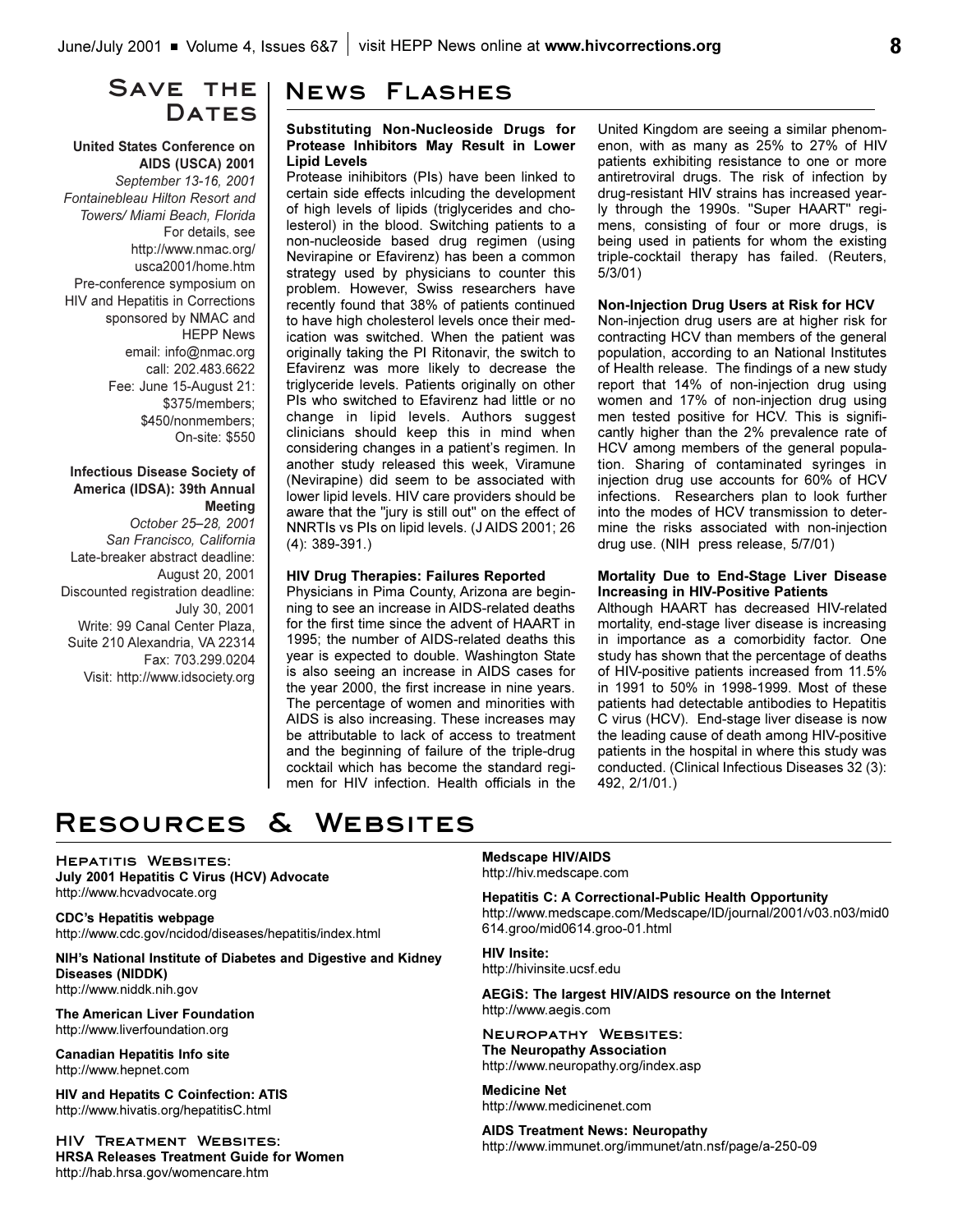## Save the Dates

**United States Conference on AIDS (USCA) 2001**
*September 13-16, 2001*
*Fontainebleau Hilton Resort and Towers/ Miami Beach, Florida*
For details, see http://www.nmac.org/usca2001/home.htm
Pre-conference symposium on HIV and Hepatitis in Corrections sponsored by NMAC and HEPP News
email: info@nmac.org
call: 202.483.6622
Fee: June 15-August 21: $375/members; $450/nonmembers; On-site: $550

**Infectious Disease Society of America (IDSA): 39th Annual Meeting**
*October 25–28, 2001*
*San Francisco, California*
Late-breaker abstract deadline: August 20, 2001
Discounted registration deadline: July 30, 2001
Write: 99 Canal Center Plaza, Suite 210 Alexandria, VA 22314
Fax: 703.299.0204
Visit: http://www.idsociety.org

## News Flashes

**Substituting Non-Nucleoside Drugs for Protease Inhibitors May Result in Lower Lipid Levels**

Protease inihibitors (PIs) have been linked to certain side effects inlcuding the development of high levels of lipids (triglycerides and cholesterol) in the blood. Switching patients to a non-nucleoside based drug regimen (using Nevirapine or Efavirenz) has been a common strategy used by physicians to counter this problem. However, Swiss researchers have recently found that 38% of patients continued to have high cholesterol levels once their medication was switched. When the patient was originally taking the PI Ritonavir, the switch to Efavirenz was more likely to decrease the triglyceride levels. Patients originally on other PIs who switched to Efavirenz had little or no change in lipid levels. Authors suggest clinicians should keep this in mind when considering changes in a patient's regimen. In another study released this week, Viramune (Nevirapine) did seem to be associated with lower lipid levels. HIV care providers should be aware that the "jury is still out" on the effect of NNRTIs vs PIs on lipid levels. (J AIDS 2001; 26 (4): 389-391.)

**HIV Drug Therapies: Failures Reported**

Physicians in Pima County, Arizona are beginning to see an increase in AIDS-related deaths for the first time since the advent of HAART in 1995; the number of AIDS-related deaths this year is expected to double. Washington State is also seeing an increase in AIDS cases for the year 2000, the first increase in nine years. The percentage of women and minorities with AIDS is also increasing. These increases may be attributable to lack of access to treatment and the beginning of failure of the triple-drug cocktail which has become the standard regimen for HIV infection. Health officials in the United Kingdom are seeing a similar phenomenon, with as many as 25% to 27% of HIV patients exhibiting resistance to one or more antiretroviral drugs. The risk of infection by drug-resistant HIV strains has increased yearly through the 1990s. "Super HAART" regimens, consisting of four or more drugs, is being used in patients for whom the existing triple-cocktail therapy has failed. (Reuters, 5/3/01)

**Non-Injection Drug Users at Risk for HCV**

Non-injection drug users are at higher risk for contracting HCV than members of the general population, according to an National Institutes of Health release. The findings of a new study report that 14% of non-injection drug using women and 17% of non-injection drug using men tested positive for HCV. This is significantly higher than the 2% prevalence rate of HCV among members of the general population. Sharing of contaminated syringes in injection drug use accounts for 60% of HCV infections. Researchers plan to look further into the modes of HCV transmission to determine the risks associated with non-injection drug use. (NIH press release, 5/7/01)

**Mortality Due to End-Stage Liver Disease Increasing in HIV-Positive Patients**

Although HAART has decreased HIV-related mortality, end-stage liver disease is increasing in importance as a comorbidity factor. One study has shown that the percentage of deaths of HIV-positive patients increased from 11.5% in 1991 to 50% in 1998-1999. Most of these patients had detectable antibodies to Hepatitis C virus (HCV). End-stage liver disease is now the leading cause of death among HIV-positive patients in the hospital in where this study was conducted. (Clinical Infectious Diseases 32 (3): 492, 2/1/01.)

## Resources & Websites

### Hepatitis Websites:

**July 2001 Hepatitis C Virus (HCV) Advocate**
http://www.hcvadvocate.org

**CDC's Hepatitis webpage**
http://www.cdc.gov/ncidod/diseases/hepatitis/index.html

**NIH's National Institute of Diabetes and Digestive and Kidney Diseases (NIDDK)**
http://www.niddk.nih.gov

**The American Liver Foundation**
http://www.liverfoundation.org

**Canadian Hepatitis Info site**
http://www.hepnet.com

**HIV and Hepatits C Coinfection: ATIS**
http://www.hivatis.org/hepatitisC.html

### HIV Treatment Websites:

**HRSA Releases Treatment Guide for Women**
http://hab.hrsa.gov/womencare.htm

**Medscape HIV/AIDS**
http://hiv.medscape.com

**Hepatitis C: A Correctional-Public Health Opportunity**
http://www.medscape.com/Medscape/ID/journal/2001/v03.n03/mid0614.groo/mid0614.groo-01.html

**HIV Insite:**
http://hivinsite.ucsf.edu

**AEGiS: The largest HIV/AIDS resource on the Internet**
http://www.aegis.com

### Neuropathy Websites:

**The Neuropathy Association**
http://www.neuropathy.org/index.asp

**Medicine Net**
http://www.medicinenet.com

**AIDS Treatment News: Neuropathy**
http://www.immunet.org/immunet/atn.nsf/page/a-250-09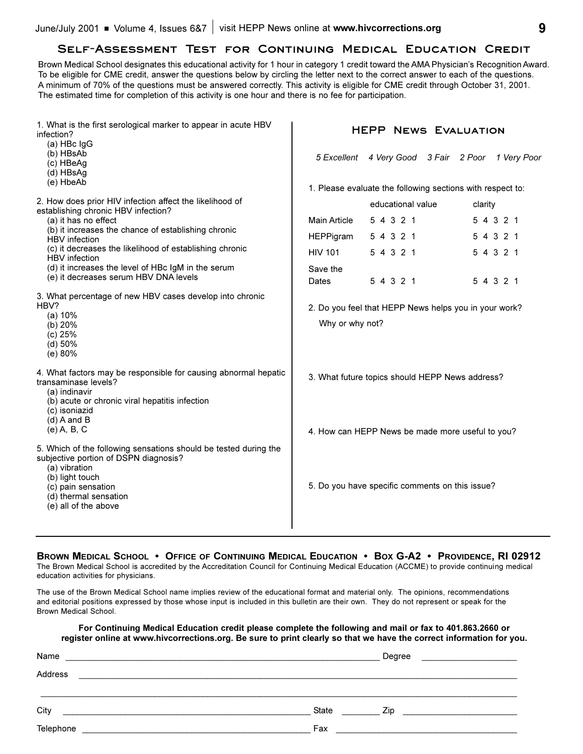## Self-Assessment Test for Continuing Medical Education Credit

Brown Medical School designates this educational activity for 1 hour in category 1 credit toward the AMA Physician's Recognition Award. To be eligible for CME credit, answer the questions below by circling the letter next to the correct answer to each of the questions. A minimum of 70% of the questions must be answered correctly. This activity is eligible for CME credit through October 31, 2001. The estimated time for completion of this activity is one hour and there is no fee for participation.

1. What is the first serological marker to appear in acute HBV infection?
   (a) HBc IgG
   (b) HBsAb
   (c) HBeAg
   (d) HBsAg
   (e) HbeAb

2. How does prior HIV infection affect the likelihood of establishing chronic HBV infection?
   (a) it has no effect
   (b) it increases the chance of establishing chronic HBV infection
   (c) it decreases the likelihood of establishing chronic HBV infection
   (d) it increases the level of HBc IgM in the serum
   (e) it decreases serum HBV DNA levels

3. What percentage of new HBV cases develop into chronic HBV?
   (a) 10%
   (b) 20%
   (c) 25%
   (d) 50%
   (e) 80%

4. What factors may be responsible for causing abnormal hepatic transaminase levels?
   (a) indinavir
   (b) acute or chronic viral hepatitis infection
   (c) isoniazid
   (d) A and B
   (e) A, B, C

5. Which of the following sensations should be tested during the subjective portion of DSPN diagnosis?
   (a) vibration
   (b) light touch
   (c) pain sensation
   (d) thermal sensation
   (e) all of the above

### HEPP News Evaluation

*5 Excellent 4 Very Good 3 Fair 2 Poor 1 Very Poor*

1. Please evaluate the following sections with respect to:

| | educational value | clarity |
|---|---|---|
| Main Article | 5 4 3 2 1 | 5 4 3 2 1 |
| HEPPigram | 5 4 3 2 1 | 5 4 3 2 1 |
| HIV 101 | 5 4 3 2 1 | 5 4 3 2 1 |
| Save the Dates | 5 4 3 2 1 | 5 4 3 2 1 |

2. Do you feel that HEPP News helps you in your work? Why or why not?

3. What future topics should HEPP News address?

4. How can HEPP News be made more useful to you?

5. Do you have specific comments on this issue?

---

**Brown Medical School • Office of Continuing Medical Education • Box G-A2 • Providence, RI 02912**

The Brown Medical School is accredited by the Accreditation Council for Continuing Medical Education (ACCME) to provide continuing medical education activities for physicians.

The use of the Brown Medical School name implies review of the educational format and material only. The opinions, recommendations and editorial positions expressed by those whose input is included in this bulletin are their own. They do not represent or speak for the Brown Medical School.

**For Continuing Medical Education credit please complete the following and mail or fax to 401.863.2660 or register online at www.hivcorrections.org. Be sure to print clearly so that we have the correct information for you.**

Name ______________________________ Degree ______________

Address ______________________________

______________________________

City ______________________ State ________ Zip ______________

Telephone ______________________ Fax ______________________